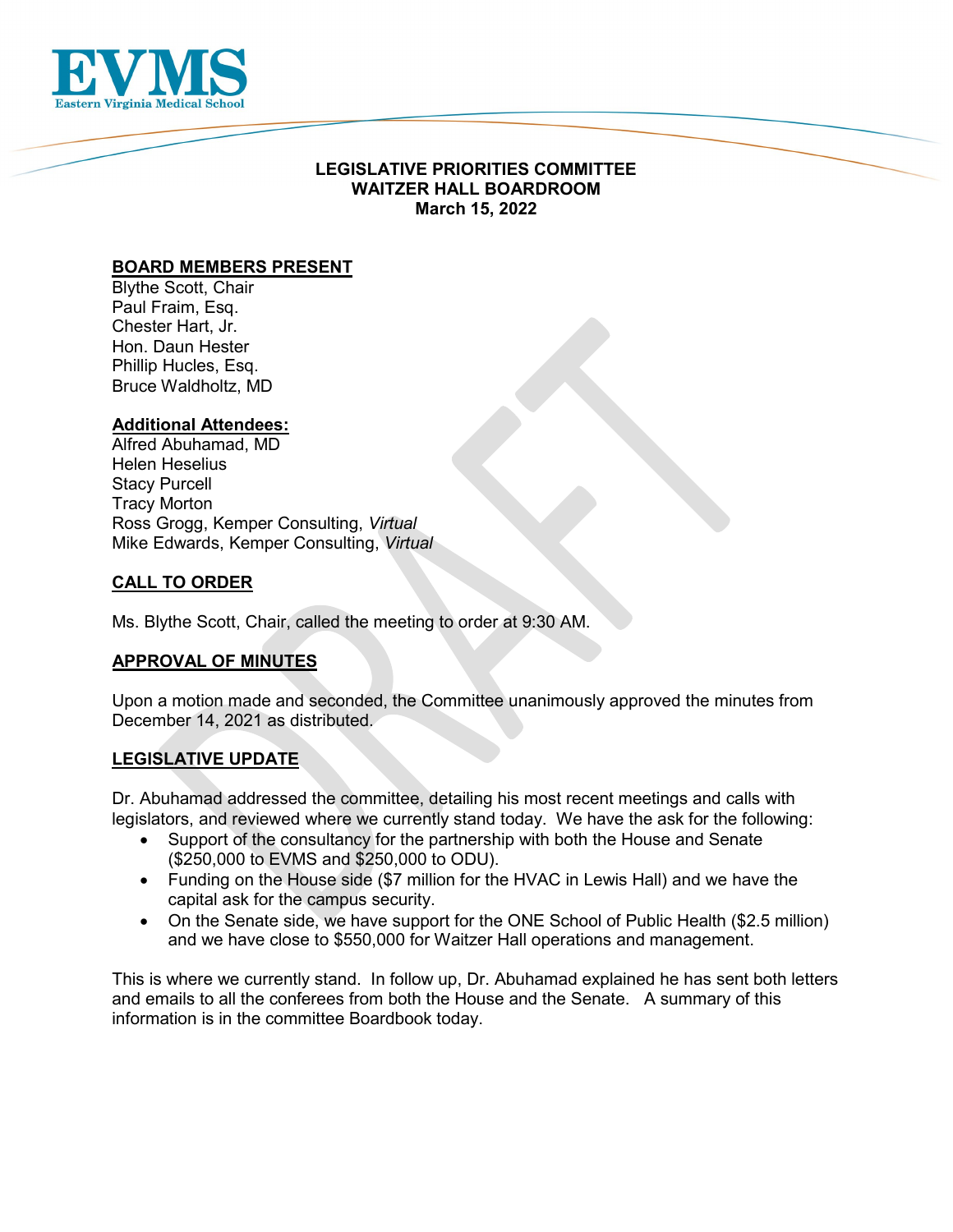**EVMS**
Eastern Virginia Medical School

# LEGISLATIVE PRIORITIES COMMITTEE
## WAITZER HALL BOARDROOM
**March 15, 2022**

## BOARD MEMBERS PRESENT

Blythe Scott, Chair
Paul Fraim, Esq.
Chester Hart, Jr.
Hon. Daun Hester
Phillip Hucles, Esq.
Bruce Waldholtz, MD

## Additional Attendees:

Alfred Abuhamad, MD
Helen Heselius
Stacy Purcell
Tracy Morton
Ross Grogg, Kemper Consulting, *Virtual*
Mike Edwards, Kemper Consulting, *Virtual*

## CALL TO ORDER

Ms. Blythe Scott, Chair, called the meeting to order at 9:30 AM.

## APPROVAL OF MINUTES

Upon a motion made and seconded, the Committee unanimously approved the minutes from December 14, 2021 as distributed.

## LEGISLATIVE UPDATE

Dr. Abuhamad addressed the committee, detailing his most recent meetings and calls with legislators, and reviewed where we currently stand today. We have the ask for the following:

- Support of the consultancy for the partnership with both the House and Senate ($250,000 to EVMS and $250,000 to ODU).
- Funding on the House side ($7 million for the HVAC in Lewis Hall) and we have the capital ask for the campus security.
- On the Senate side, we have support for the ONE School of Public Health ($2.5 million) and we have close to $550,000 for Waitzer Hall operations and management.

This is where we currently stand. In follow up, Dr. Abuhamad explained he has sent both letters and emails to all the conferees from both the House and the Senate. A summary of this information is in the committee Boardbook today.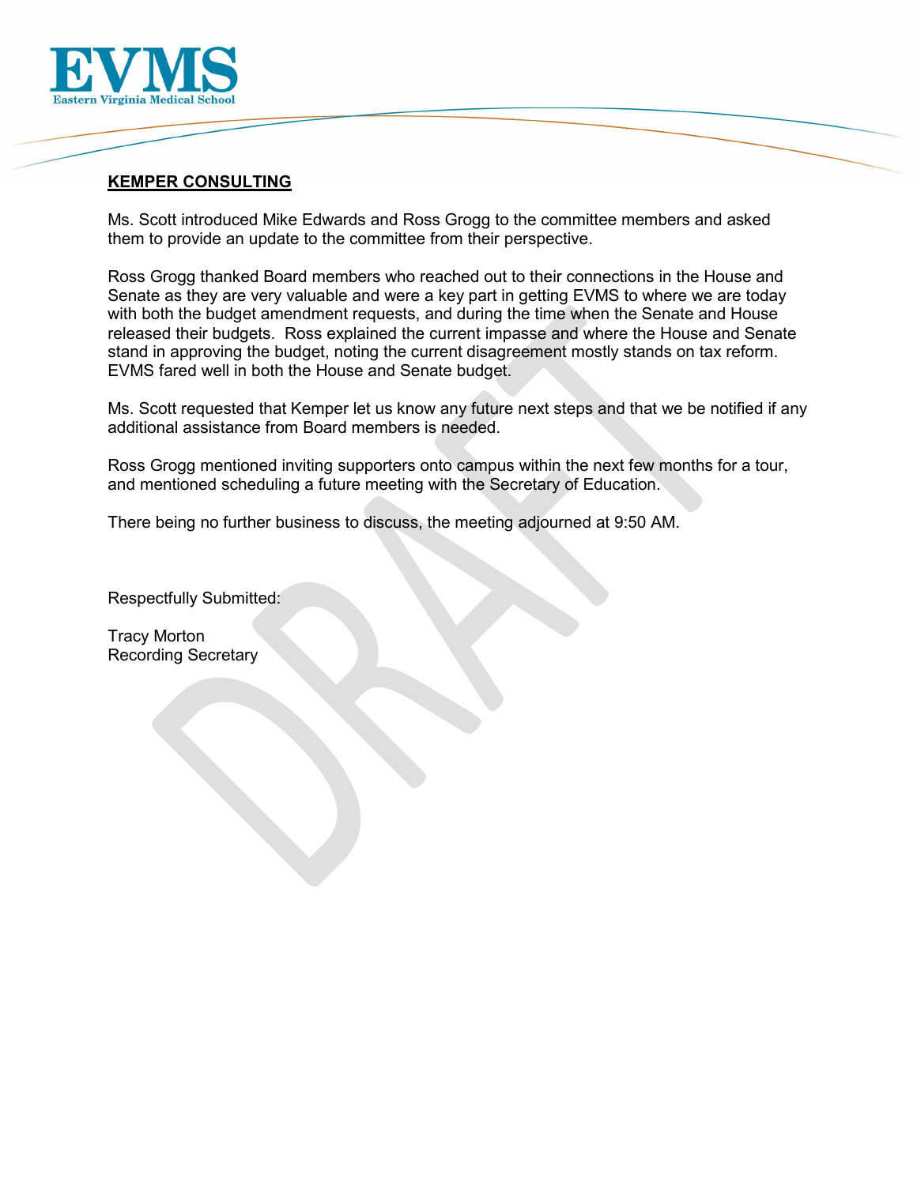**KEMPER CONSULTING**

Ms. Scott introduced Mike Edwards and Ross Grogg to the committee members and asked them to provide an update to the committee from their perspective.

Ross Grogg thanked Board members who reached out to their connections in the House and Senate as they are very valuable and were a key part in getting EVMS to where we are today with both the budget amendment requests, and during the time when the Senate and House released their budgets. Ross explained the current impasse and where the House and Senate stand in approving the budget, noting the current disagreement mostly stands on tax reform. EVMS fared well in both the House and Senate budget.

Ms. Scott requested that Kemper let us know any future next steps and that we be notified if any additional assistance from Board members is needed.

Ross Grogg mentioned inviting supporters onto campus within the next few months for a tour, and mentioned scheduling a future meeting with the Secretary of Education.

There being no further business to discuss, the meeting adjourned at 9:50 AM.

Respectfully Submitted:

Tracy Morton
Recording Secretary